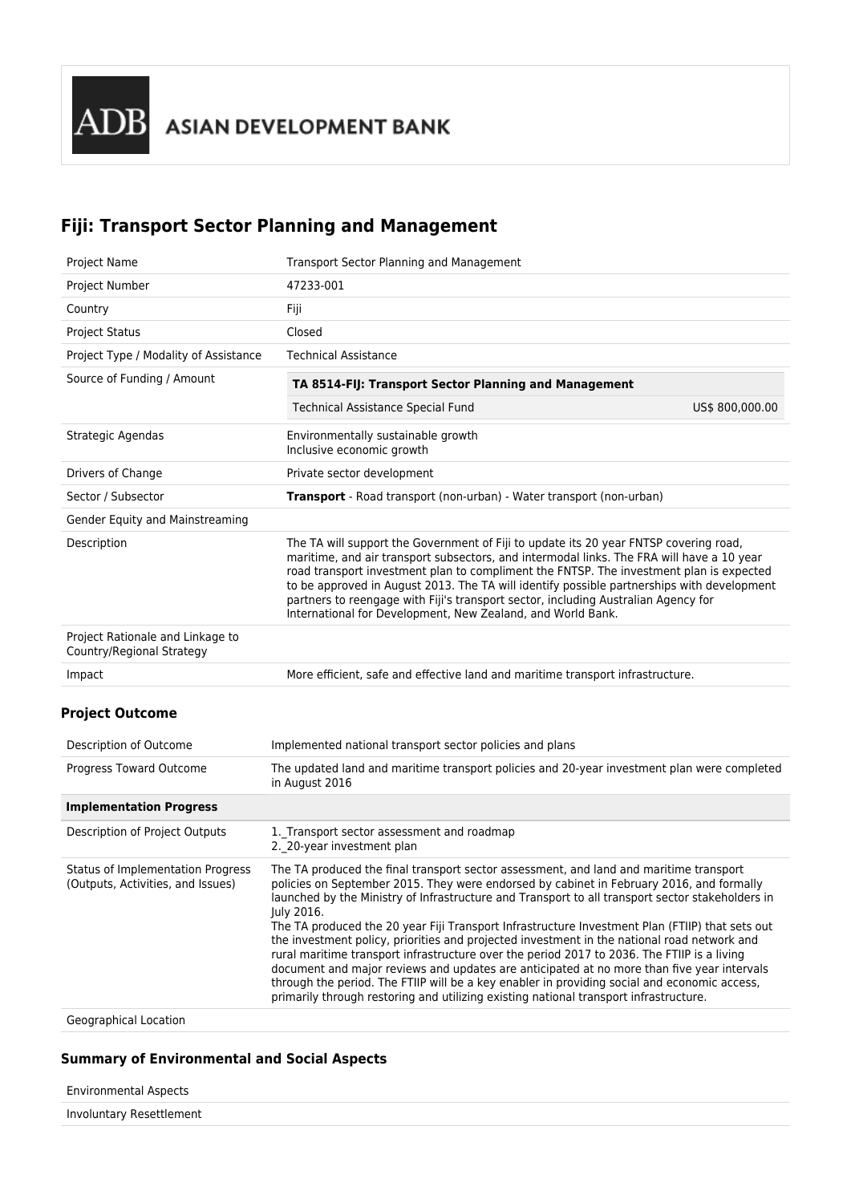ADB ASIAN DEVELOPMENT BANK

# Fiji: Transport Sector Planning and Management

| | |
|---|---|
| Project Name | Transport Sector Planning and Management |
| Project Number | 47233-001 |
| Country | Fiji |
| Project Status | Closed |
| Project Type / Modality of Assistance | Technical Assistance |
| Source of Funding / Amount | **TA 8514-FIJ: Transport Sector Planning and Management**<br>Technical Assistance Special Fund US$ 800,000.00 |
| Strategic Agendas | Environmentally sustainable growth<br>Inclusive economic growth |
| Drivers of Change | Private sector development |
| Sector / Subsector | **Transport** - Road transport (non-urban) - Water transport (non-urban) |
| Gender Equity and Mainstreaming | |
| Description | The TA will support the Government of Fiji to update its 20 year FNTSP covering road, maritime, and air transport subsectors, and intermodal links. The FRA will have a 10 year road transport investment plan to compliment the FNTSP. The investment plan is expected to be approved in August 2013. The TA will identify possible partnerships with development partners to reengage with Fiji's transport sector, including Australian Agency for International for Development, New Zealand, and World Bank. |
| Project Rationale and Linkage to Country/Regional Strategy | |
| Impact | More efficient, safe and effective land and maritime transport infrastructure. |

### Project Outcome

| | |
|---|---|
| Description of Outcome | Implemented national transport sector policies and plans |
| Progress Toward Outcome | The updated land and maritime transport policies and 20-year investment plan were completed in August 2016 |
| **Implementation Progress** | |
| Description of Project Outputs | 1._Transport sector assessment and roadmap<br>2._20-year investment plan |
| Status of Implementation Progress (Outputs, Activities, and Issues) | The TA produced the final transport sector assessment, and land and maritime transport policies on September 2015. They were endorsed by cabinet in February 2016, and formally launched by the Ministry of Infrastructure and Transport to all transport sector stakeholders in July 2016.<br>The TA produced the 20 year Fiji Transport Infrastructure Investment Plan (FTIIP) that sets out the investment policy, priorities and projected investment in the national road network and rural maritime transport infrastructure over the period 2017 to 2036. The FTIIP is a living document and major reviews and updates are anticipated at no more than five year intervals through the period. The FTIIP will be a key enabler in providing social and economic access, primarily through restoring and utilizing existing national transport infrastructure. |
| Geographical Location | |

### Summary of Environmental and Social Aspects

| | |
|---|---|
| Environmental Aspects | |
| Involuntary Resettlement | |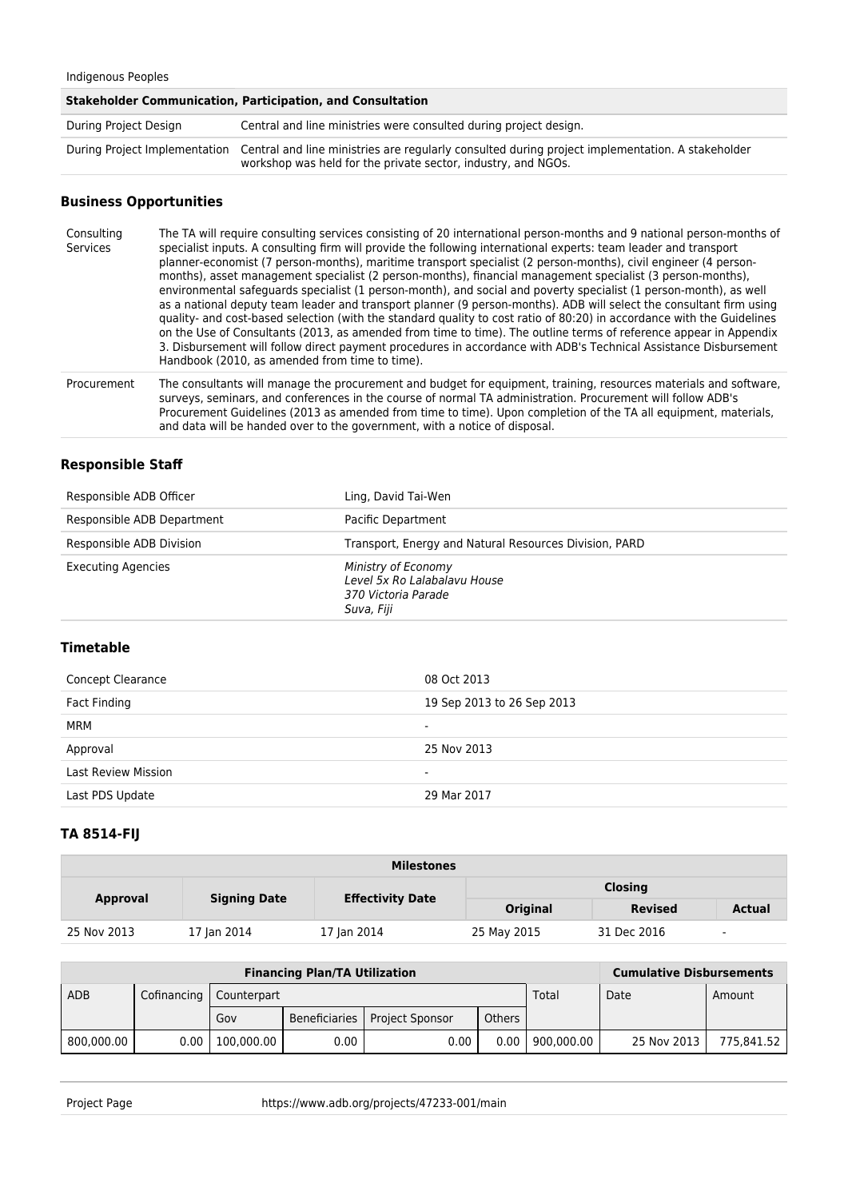| Indigenous Peoples | |
|---|---|

| **Stakeholder Communication, Participation, and Consultation** | |
|---|---|
| During Project Design | Central and line ministries were consulted during project design. |
| During Project Implementation | Central and line ministries are regularly consulted during project implementation. A stakeholder workshop was held for the private sector, industry, and NGOs. |

### Business Opportunities

| | |
|---|---|
| Consulting Services | The TA will require consulting services consisting of 20 international person-months and 9 national person-months of specialist inputs. A consulting firm will provide the following international experts: team leader and transport planner-economist (7 person-months), maritime transport specialist (2 person-months), civil engineer (4 person-months), asset management specialist (2 person-months), financial management specialist (3 person-months), environmental safeguards specialist (1 person-month), and social and poverty specialist (1 person-month), as well as a national deputy team leader and transport planner (9 person-months). ADB will select the consultant firm using quality- and cost-based selection (with the standard quality to cost ratio of 80:20) in accordance with the Guidelines on the Use of Consultants (2013, as amended from time to time). The outline terms of reference appear in Appendix 3. Disbursement will follow direct payment procedures in accordance with ADB's Technical Assistance Disbursement Handbook (2010, as amended from time to time). |
| Procurement | The consultants will manage the procurement and budget for equipment, training, resources materials and software, surveys, seminars, and conferences in the course of normal TA administration. Procurement will follow ADB's Procurement Guidelines (2013 as amended from time to time). Upon completion of the TA all equipment, materials, and data will be handed over to the government, with a notice of disposal. |

### Responsible Staff

| | |
|---|---|
| Responsible ADB Officer | Ling, David Tai-Wen |
| Responsible ADB Department | Pacific Department |
| Responsible ADB Division | Transport, Energy and Natural Resources Division, PARD |
| Executing Agencies | *Ministry of Economy*<br>*Level 5x Ro Lalabalavu House*<br>*370 Victoria Parade*<br>*Suva, Fiji* |

### Timetable

| | |
|---|---|
| Concept Clearance | 08 Oct 2013 |
| Fact Finding | 19 Sep 2013 to 26 Sep 2013 |
| MRM | - |
| Approval | 25 Nov 2013 |
| Last Review Mission | - |
| Last PDS Update | 29 Mar 2017 |

### TA 8514-FIJ

| Milestones | | | | | |
|---|---|---|---|---|---|
| Approval | Signing Date | Effectivity Date | Closing | | |
| | | | Original | Revised | Actual |
| 25 Nov 2013 | 17 Jan 2014 | 17 Jan 2014 | 25 May 2015 | 31 Dec 2016 | - |

| Financing Plan/TA Utilization | | | | | | | Cumulative Disbursements | |
|---|---|---|---|---|---|---|---|---|
| ADB | Cofinancing | Counterpart | | | | Total | Date | Amount |
| | | Gov | Beneficiaries | Project Sponsor | Others | | | |
| 800,000.00 | 0.00 | 100,000.00 | 0.00 | 0.00 | 0.00 | 900,000.00 | 25 Nov 2013 | 775,841.52 |

| | |
|---|---|
| Project Page | https://www.adb.org/projects/47233-001/main |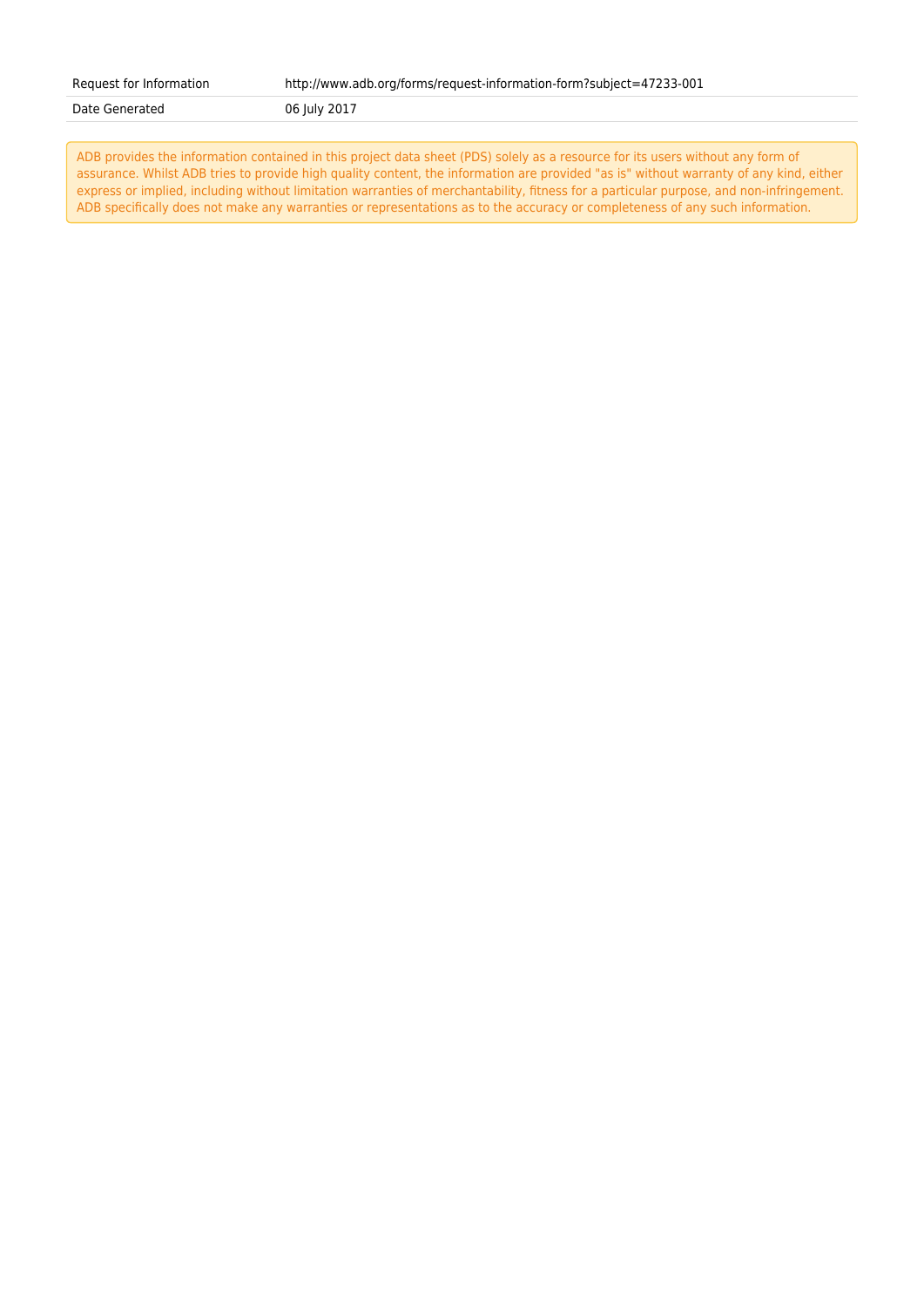| | |
|---|---|
| Request for Information | http://www.adb.org/forms/request-information-form?subject=47233-001 |
| Date Generated | 06 July 2017 |

ADB provides the information contained in this project data sheet (PDS) solely as a resource for its users without any form of assurance. Whilst ADB tries to provide high quality content, the information are provided "as is" without warranty of any kind, either express or implied, including without limitation warranties of merchantability, fitness for a particular purpose, and non-infringement. ADB specifically does not make any warranties or representations as to the accuracy or completeness of any such information.